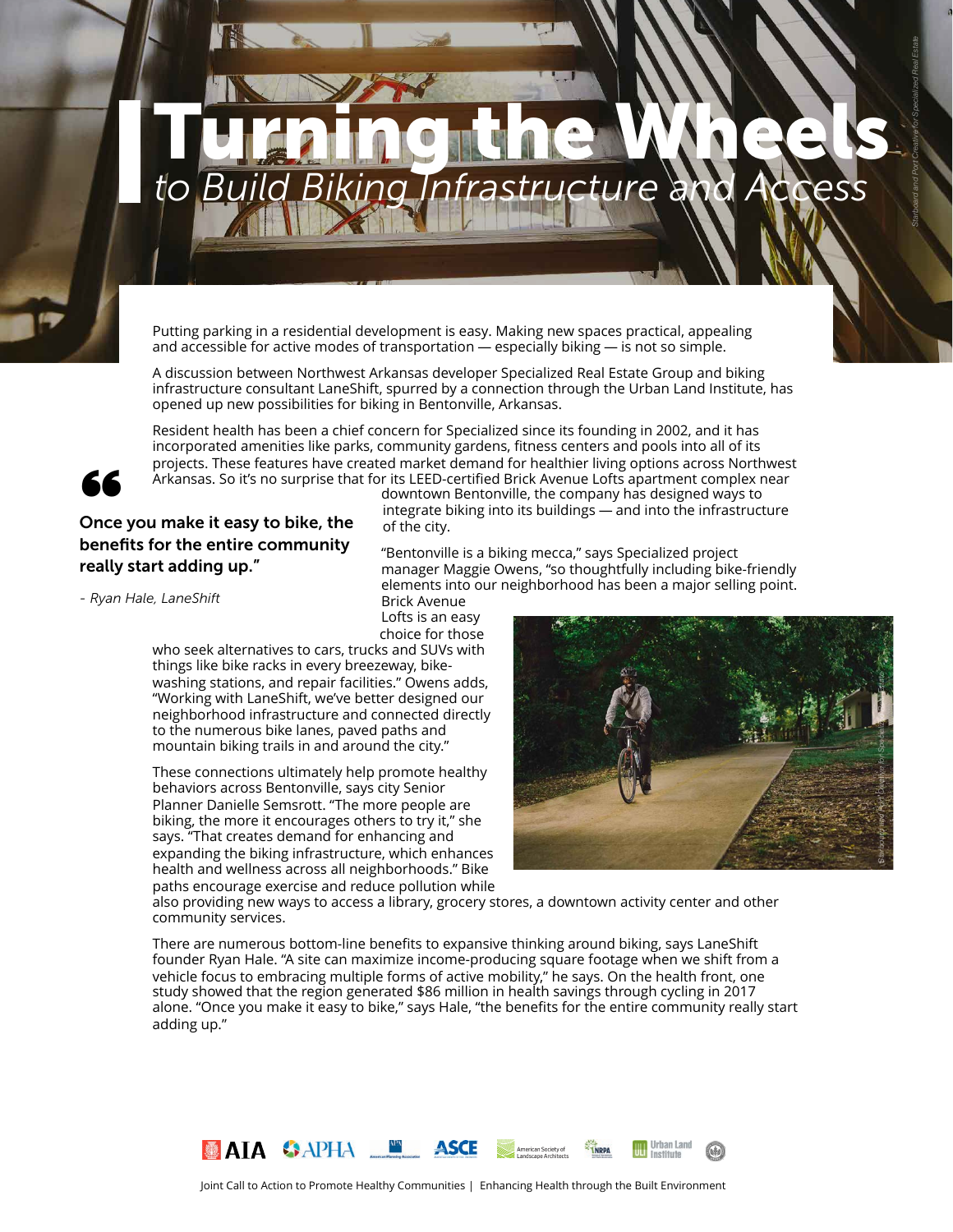# Turning the Wheels

## *to Build Biking Infrastructure and Access*

Putting parking in a residential development is easy. Making new spaces practical, appealing and accessible for active modes of transportation — especially biking — is not so simple.

A discussion between Northwest Arkansas developer Specialized Real Estate Group and biking infrastructure consultant LaneShift, spurred by a connection through the Urban Land Institute, has opened up new possibilities for biking in Bentonville, Arkansas.

Resident health has been a chief concern for Specialized since its founding in 2002, and it has incorporated amenities like parks, community gardens, fitness centers and pools into all of its projects. These features have created market demand for healthier living options across Northwest Arkansas. So it's no surprise that for its LEED-certified Brick Avenue Lofts apartment complex near downtown Bentonville, the company has designed ways to integrate biking into its buildings — and into the infrastructure of the city.

> **Once you make it easy to bike, the benefits for the entire community really start adding up."**
>
> *- Ryan Hale, LaneShift*

"Bentonville is a biking mecca," says Specialized project manager Maggie Owens, "so thoughtfully including bike-friendly elements into our neighborhood has been a major selling point. Brick Avenue Lofts is an easy choice for those who seek alternatives to cars, trucks and SUVs with things like bike racks in every breezeway, bike-washing stations, and repair facilities." Owens adds, "Working with LaneShift, we've better designed our neighborhood infrastructure and connected directly to the numerous bike lanes, paved paths and mountain biking trails in and around the city."

These connections ultimately help promote healthy behaviors across Bentonville, says city Senior Planner Danielle Semsrott. "The more people are biking, the more it encourages others to try it," she says. "That creates demand for enhancing and expanding the biking infrastructure, which enhances health and wellness across all neighborhoods." Bike paths encourage exercise and reduce pollution while also providing new ways to access a library, grocery stores, a downtown activity center and other community services.

There are numerous bottom-line benefits to expansive thinking around biking, says LaneShift founder Ryan Hale. "A site can maximize income-producing square footage when we shift from a vehicle focus to embracing multiple forms of active mobility," he says. On the health front, one study showed that the region generated $86 million in health savings through cycling in 2017 alone. "Once you make it easy to bike," says Hale, "the benefits for the entire community really start adding up."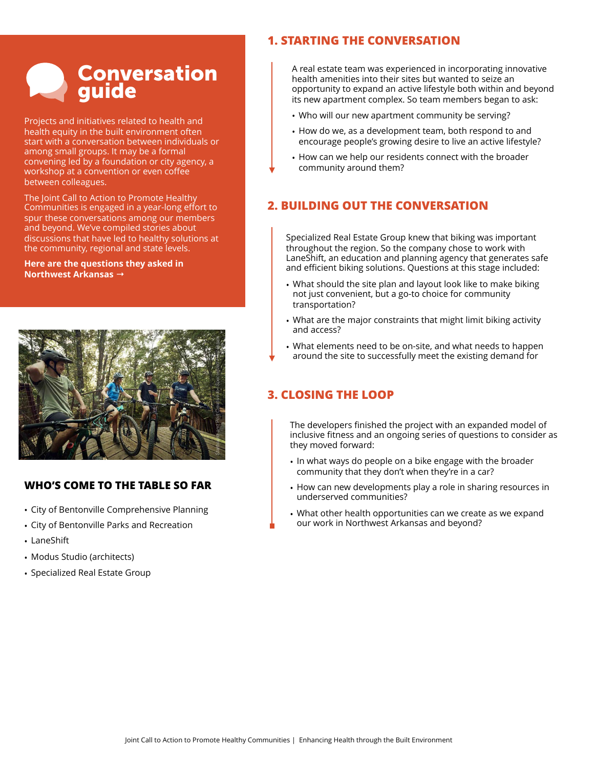# Conversation guide

Projects and initiatives related to health and health equity in the built environment often start with a conversation between individuals or among small groups. It may be a formal convening led by a foundation or city agency, a workshop at a convention or even coffee between colleagues.

The Joint Call to Action to Promote Healthy Communities is engaged in a year-long effort to spur these conversations among our members and beyond. We've compiled stories about discussions that have led to healthy solutions at the community, regional and state levels.

**Here are the questions they asked in Northwest Arkansas →**

### WHO'S COME TO THE TABLE SO FAR

- City of Bentonville Comprehensive Planning
- City of Bentonville Parks and Recreation
- LaneShift
- Modus Studio (architects)
- Specialized Real Estate Group

## 1. STARTING THE CONVERSATION

A real estate team was experienced in incorporating innovative health amenities into their sites but wanted to seize an opportunity to expand an active lifestyle both within and beyond its new apartment complex. So team members began to ask:

- Who will our new apartment community be serving?
- How do we, as a development team, both respond to and encourage people's growing desire to live an active lifestyle?
- How can we help our residents connect with the broader community around them?

## 2. BUILDING OUT THE CONVERSATION

Specialized Real Estate Group knew that biking was important throughout the region. So the company chose to work with LaneShift, an education and planning agency that generates safe and efficient biking solutions. Questions at this stage included:

- What should the site plan and layout look like to make biking not just convenient, but a go-to choice for community transportation?
- What are the major constraints that might limit biking activity and access?
- What elements need to be on-site, and what needs to happen around the site to successfully meet the existing demand for

## 3. CLOSING THE LOOP

The developers finished the project with an expanded model of inclusive fitness and an ongoing series of questions to consider as they moved forward:

- In what ways do people on a bike engage with the broader community that they don't when they're in a car?
- How can new developments play a role in sharing resources in underserved communities?
- What other health opportunities can we create as we expand our work in Northwest Arkansas and beyond?